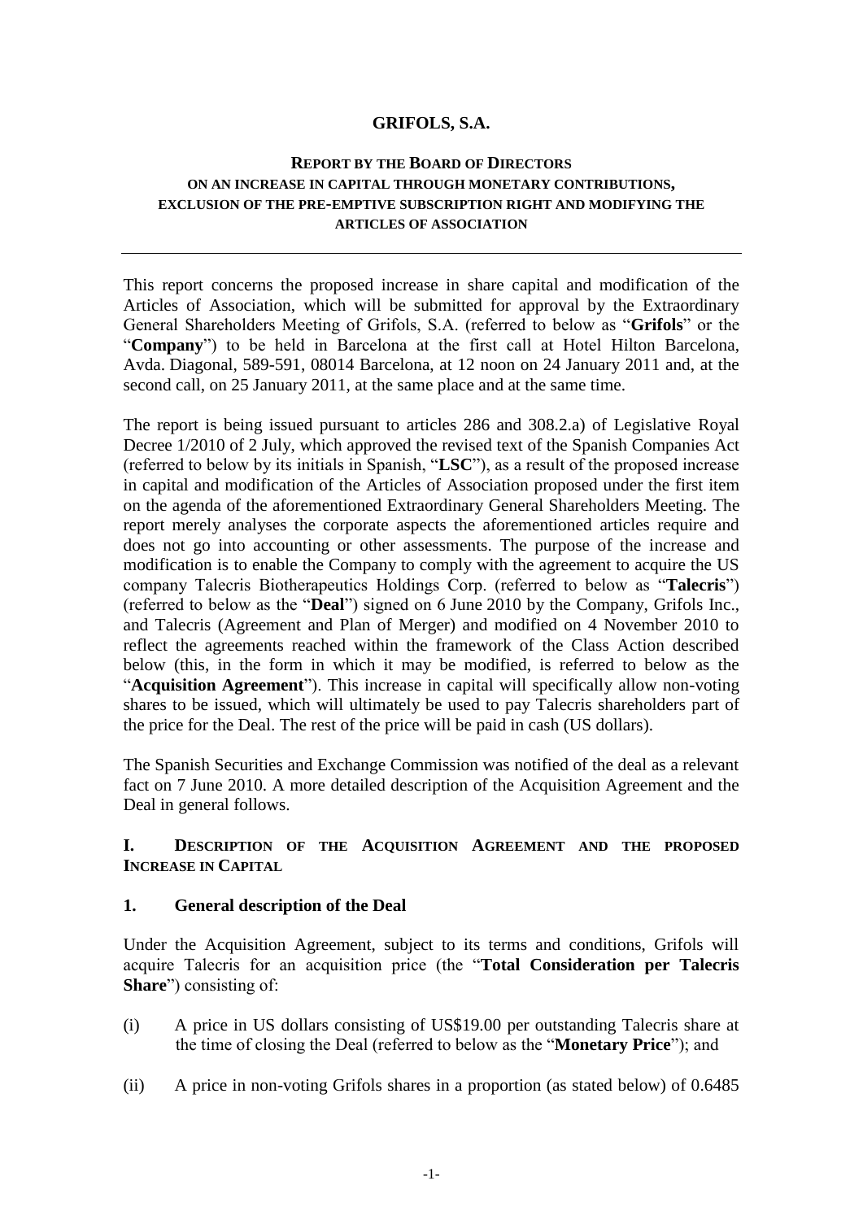# GRIFOLS, S.A.

## REPORT BY THE BOARD OF DIRECTORS ON AN INCREASE IN CAPITAL THROUGH MONETARY CONTRIBUTIONS, EXCLUSION OF THE PRE-EMPTIVE SUBSCRIPTION RIGHT AND MODIFYING THE ARTICLES OF ASSOCIATION

---

This report concerns the proposed increase in share capital and modification of the Articles of Association, which will be submitted for approval by the Extraordinary General Shareholders Meeting of Grifols, S.A. (referred to below as "**Grifols**" or the "**Company**") to be held in Barcelona at the first call at Hotel Hilton Barcelona, Avda. Diagonal, 589-591, 08014 Barcelona, at 12 noon on 24 January 2011 and, at the second call, on 25 January 2011, at the same place and at the same time.

The report is being issued pursuant to articles 286 and 308.2.a) of Legislative Royal Decree 1/2010 of 2 July, which approved the revised text of the Spanish Companies Act (referred to below by its initials in Spanish, "**LSC**"), as a result of the proposed increase in capital and modification of the Articles of Association proposed under the first item on the agenda of the aforementioned Extraordinary General Shareholders Meeting. The report merely analyses the corporate aspects the aforementioned articles require and does not go into accounting or other assessments. The purpose of the increase and modification is to enable the Company to comply with the agreement to acquire the US company Talecris Biotherapeutics Holdings Corp. (referred to below as "**Talecris**") (referred to below as the "**Deal**") signed on 6 June 2010 by the Company, Grifols Inc., and Talecris (Agreement and Plan of Merger) and modified on 4 November 2010 to reflect the agreements reached within the framework of the Class Action described below (this, in the form in which it may be modified, is referred to below as the "**Acquisition Agreement**"). This increase in capital will specifically allow non-voting shares to be issued, which will ultimately be used to pay Talecris shareholders part of the price for the Deal. The rest of the price will be paid in cash (US dollars).

The Spanish Securities and Exchange Commission was notified of the deal as a relevant fact on 7 June 2010. A more detailed description of the Acquisition Agreement and the Deal in general follows.

### I. DESCRIPTION OF THE ACQUISITION AGREEMENT AND THE PROPOSED INCREASE IN CAPITAL

### 1. General description of the Deal

Under the Acquisition Agreement, subject to its terms and conditions, Grifols will acquire Talecris for an acquisition price (the "**Total Consideration per Talecris Share**") consisting of:

(i) A price in US dollars consisting of US$19.00 per outstanding Talecris share at the time of closing the Deal (referred to below as the "**Monetary Price**"); and

(ii) A price in non-voting Grifols shares in a proportion (as stated below) of 0.6485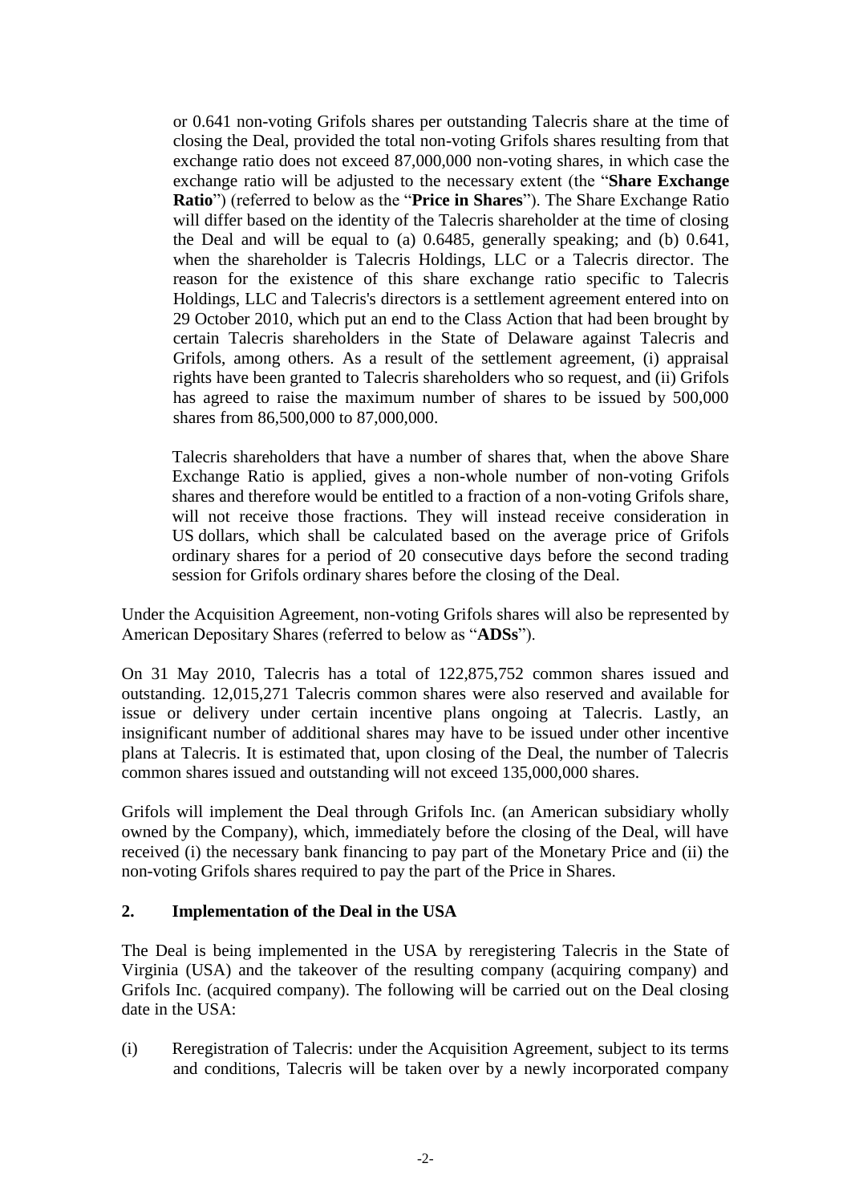or 0.641 non-voting Grifols shares per outstanding Talecris share at the time of closing the Deal, provided the total non-voting Grifols shares resulting from that exchange ratio does not exceed 87,000,000 non-voting shares, in which case the exchange ratio will be adjusted to the necessary extent (the "**Share Exchange Ratio**") (referred to below as the "**Price in Shares**"). The Share Exchange Ratio will differ based on the identity of the Talecris shareholder at the time of closing the Deal and will be equal to (a) 0.6485, generally speaking; and (b) 0.641, when the shareholder is Talecris Holdings, LLC or a Talecris director. The reason for the existence of this share exchange ratio specific to Talecris Holdings, LLC and Talecris's directors is a settlement agreement entered into on 29 October 2010, which put an end to the Class Action that had been brought by certain Talecris shareholders in the State of Delaware against Talecris and Grifols, among others. As a result of the settlement agreement, (i) appraisal rights have been granted to Talecris shareholders who so request, and (ii) Grifols has agreed to raise the maximum number of shares to be issued by 500,000 shares from 86,500,000 to 87,000,000.

Talecris shareholders that have a number of shares that, when the above Share Exchange Ratio is applied, gives a non-whole number of non-voting Grifols shares and therefore would be entitled to a fraction of a non-voting Grifols share, will not receive those fractions. They will instead receive consideration in US dollars, which shall be calculated based on the average price of Grifols ordinary shares for a period of 20 consecutive days before the second trading session for Grifols ordinary shares before the closing of the Deal.

Under the Acquisition Agreement, non-voting Grifols shares will also be represented by American Depositary Shares (referred to below as "**ADSs**").

On 31 May 2010, Talecris has a total of 122,875,752 common shares issued and outstanding. 12,015,271 Talecris common shares were also reserved and available for issue or delivery under certain incentive plans ongoing at Talecris. Lastly, an insignificant number of additional shares may have to be issued under other incentive plans at Talecris. It is estimated that, upon closing of the Deal, the number of Talecris common shares issued and outstanding will not exceed 135,000,000 shares.

Grifols will implement the Deal through Grifols Inc. (an American subsidiary wholly owned by the Company), which, immediately before the closing of the Deal, will have received (i) the necessary bank financing to pay part of the Monetary Price and (ii) the non-voting Grifols shares required to pay the part of the Price in Shares.

## 2. Implementation of the Deal in the USA

The Deal is being implemented in the USA by reregistering Talecris in the State of Virginia (USA) and the takeover of the resulting company (acquiring company) and Grifols Inc. (acquired company). The following will be carried out on the Deal closing date in the USA:

(i) Reregistration of Talecris: under the Acquisition Agreement, subject to its terms and conditions, Talecris will be taken over by a newly incorporated company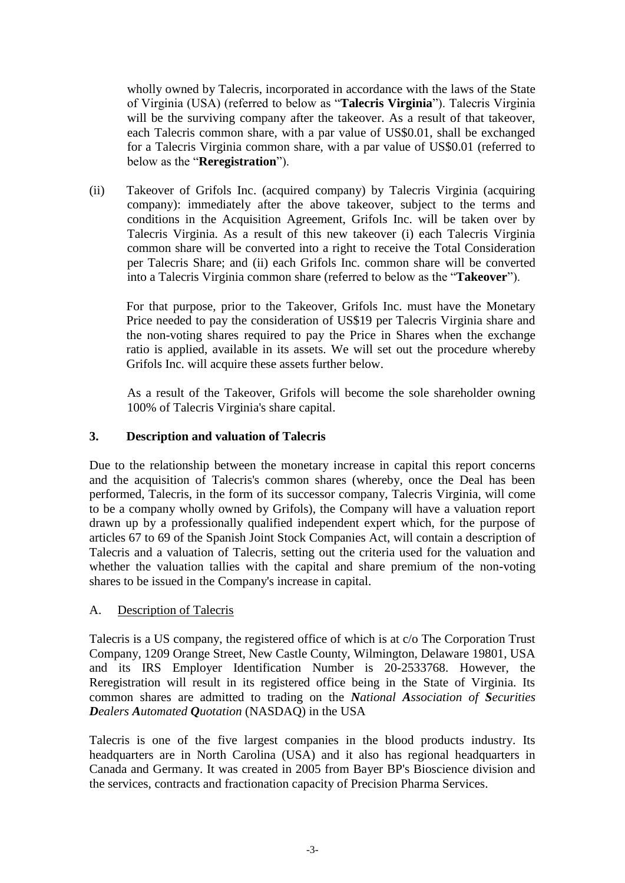wholly owned by Talecris, incorporated in accordance with the laws of the State of Virginia (USA) (referred to below as "**Talecris Virginia**"). Talecris Virginia will be the surviving company after the takeover. As a result of that takeover, each Talecris common share, with a par value of US$0.01, shall be exchanged for a Talecris Virginia common share, with a par value of US$0.01 (referred to below as the "**Reregistration**").

(ii) Takeover of Grifols Inc. (acquired company) by Talecris Virginia (acquiring company): immediately after the above takeover, subject to the terms and conditions in the Acquisition Agreement, Grifols Inc. will be taken over by Talecris Virginia. As a result of this new takeover (i) each Talecris Virginia common share will be converted into a right to receive the Total Consideration per Talecris Share; and (ii) each Grifols Inc. common share will be converted into a Talecris Virginia common share (referred to below as the "**Takeover**").

For that purpose, prior to the Takeover, Grifols Inc. must have the Monetary Price needed to pay the consideration of US$19 per Talecris Virginia share and the non-voting shares required to pay the Price in Shares when the exchange ratio is applied, available in its assets. We will set out the procedure whereby Grifols Inc. will acquire these assets further below.

As a result of the Takeover, Grifols will become the sole shareholder owning 100% of Talecris Virginia's share capital.

## 3. Description and valuation of Talecris

Due to the relationship between the monetary increase in capital this report concerns and the acquisition of Talecris's common shares (whereby, once the Deal has been performed, Talecris, in the form of its successor company, Talecris Virginia, will come to be a company wholly owned by Grifols), the Company will have a valuation report drawn up by a professionally qualified independent expert which, for the purpose of articles 67 to 69 of the Spanish Joint Stock Companies Act, will contain a description of Talecris and a valuation of Talecris, setting out the criteria used for the valuation and whether the valuation tallies with the capital and share premium of the non-voting shares to be issued in the Company's increase in capital.

### A. Description of Talecris

Talecris is a US company, the registered office of which is at c/o The Corporation Trust Company, 1209 Orange Street, New Castle County, Wilmington, Delaware 19801, USA and its IRS Employer Identification Number is 20-2533768. However, the Reregistration will result in its registered office being in the State of Virginia. Its common shares are admitted to trading on the ***N****ational* ***A****ssociation of* ***S****ecurities* ***D****ealers* ***A****utomated* ***Q****uotation* (NASDAQ) in the USA

Talecris is one of the five largest companies in the blood products industry. Its headquarters are in North Carolina (USA) and it also has regional headquarters in Canada and Germany. It was created in 2005 from Bayer BP's Bioscience division and the services, contracts and fractionation capacity of Precision Pharma Services.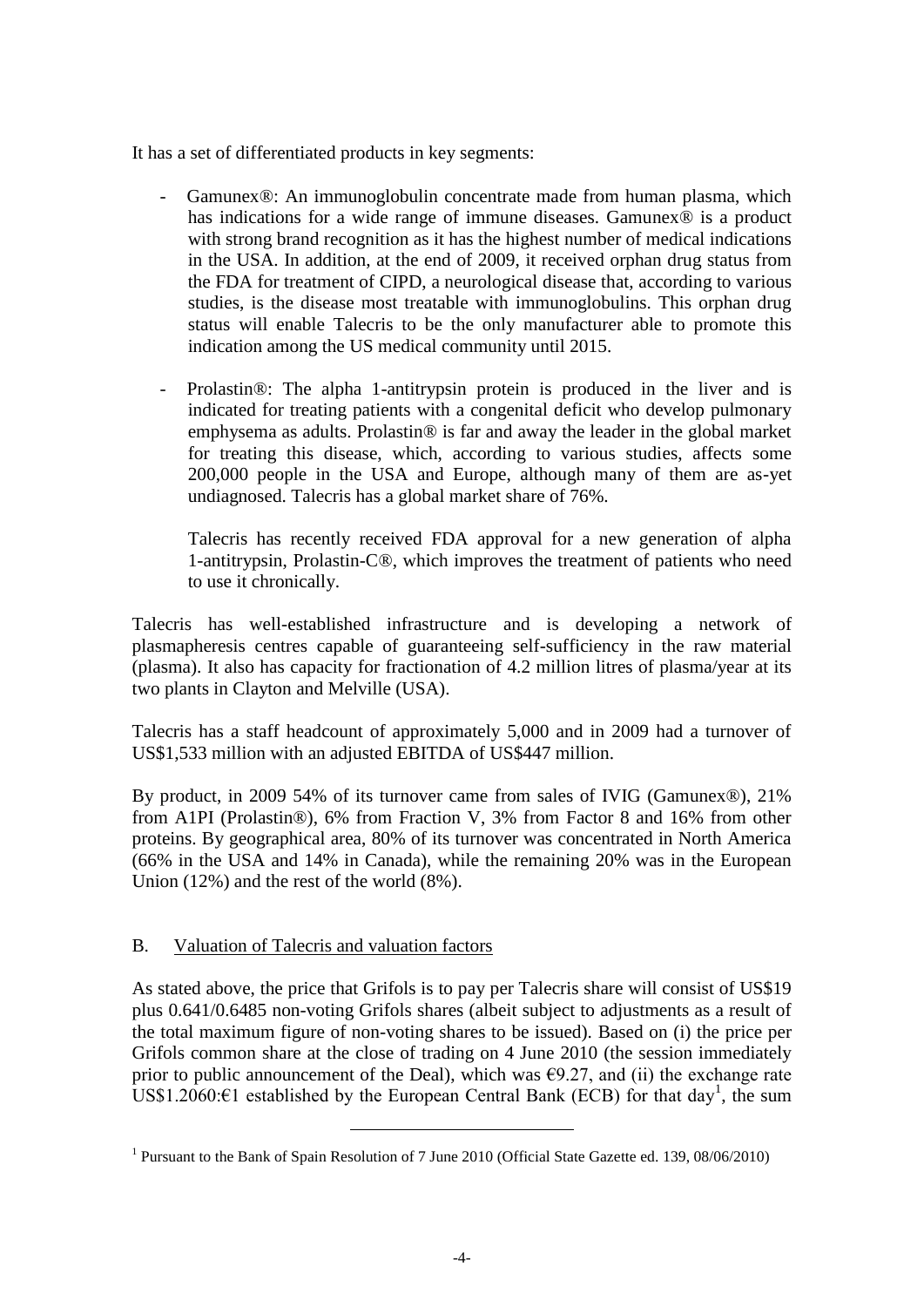It has a set of differentiated products in key segments:

- Gamunex®: An immunoglobulin concentrate made from human plasma, which has indications for a wide range of immune diseases. Gamunex® is a product with strong brand recognition as it has the highest number of medical indications in the USA. In addition, at the end of 2009, it received orphan drug status from the FDA for treatment of CIPD, a neurological disease that, according to various studies, is the disease most treatable with immunoglobulins. This orphan drug status will enable Talecris to be the only manufacturer able to promote this indication among the US medical community until 2015.

- Prolastin®: The alpha 1-antitrypsin protein is produced in the liver and is indicated for treating patients with a congenital deficit who develop pulmonary emphysema as adults. Prolastin® is far and away the leader in the global market for treating this disease, which, according to various studies, affects some 200,000 people in the USA and Europe, although many of them are as-yet undiagnosed. Talecris has a global market share of 76%.

  Talecris has recently received FDA approval for a new generation of alpha 1-antitrypsin, Prolastin-C®, which improves the treatment of patients who need to use it chronically.

Talecris has well-established infrastructure and is developing a network of plasmapheresis centres capable of guaranteeing self-sufficiency in the raw material (plasma). It also has capacity for fractionation of 4.2 million litres of plasma/year at its two plants in Clayton and Melville (USA).

Talecris has a staff headcount of approximately 5,000 and in 2009 had a turnover of US$1,533 million with an adjusted EBITDA of US$447 million.

By product, in 2009 54% of its turnover came from sales of IVIG (Gamunex®), 21% from A1PI (Prolastin®), 6% from Fraction V, 3% from Factor 8 and 16% from other proteins. By geographical area, 80% of its turnover was concentrated in North America (66% in the USA and 14% in Canada), while the remaining 20% was in the European Union (12%) and the rest of the world (8%).

## B. Valuation of Talecris and valuation factors

As stated above, the price that Grifols is to pay per Talecris share will consist of US$19 plus 0.641/0.6485 non-voting Grifols shares (albeit subject to adjustments as a result of the total maximum figure of non-voting shares to be issued). Based on (i) the price per Grifols common share at the close of trading on 4 June 2010 (the session immediately prior to public announcement of the Deal), which was €9.27, and (ii) the exchange rate US$1.2060:€1 established by the European Central Bank (ECB) for that day[1], the sum

[1] Pursuant to the Bank of Spain Resolution of 7 June 2010 (Official State Gazette ed. 139, 08/06/2010)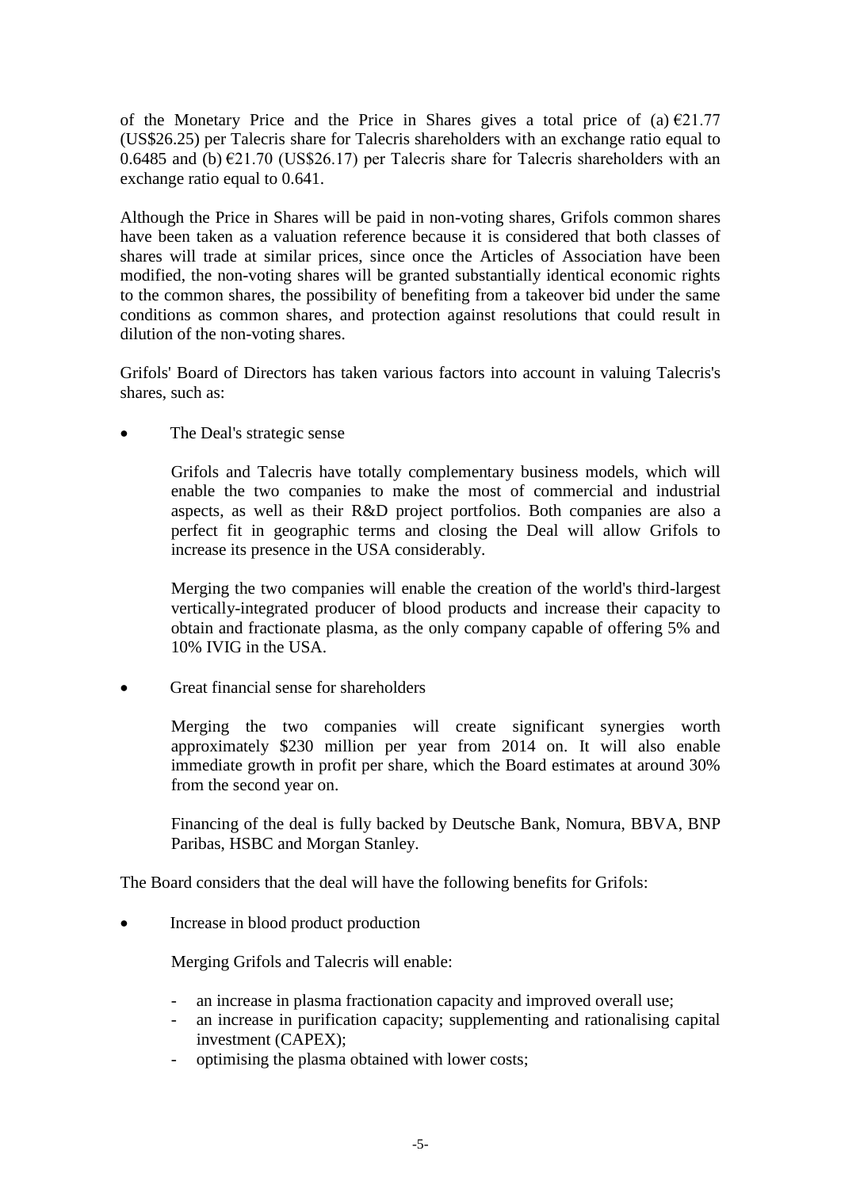of the Monetary Price and the Price in Shares gives a total price of (a) €21.77 (US$26.25) per Talecris share for Talecris shareholders with an exchange ratio equal to 0.6485 and (b) €21.70 (US$26.17) per Talecris share for Talecris shareholders with an exchange ratio equal to 0.641.

Although the Price in Shares will be paid in non-voting shares, Grifols common shares have been taken as a valuation reference because it is considered that both classes of shares will trade at similar prices, since once the Articles of Association have been modified, the non-voting shares will be granted substantially identical economic rights to the common shares, the possibility of benefiting from a takeover bid under the same conditions as common shares, and protection against resolutions that could result in dilution of the non-voting shares.

Grifols' Board of Directors has taken various factors into account in valuing Talecris's shares, such as:

- The Deal's strategic sense

  Grifols and Talecris have totally complementary business models, which will enable the two companies to make the most of commercial and industrial aspects, as well as their R&D project portfolios. Both companies are also a perfect fit in geographic terms and closing the Deal will allow Grifols to increase its presence in the USA considerably.

  Merging the two companies will enable the creation of the world's third-largest vertically-integrated producer of blood products and increase their capacity to obtain and fractionate plasma, as the only company capable of offering 5% and 10% IVIG in the USA.

- Great financial sense for shareholders

  Merging the two companies will create significant synergies worth approximately $230 million per year from 2014 on. It will also enable immediate growth in profit per share, which the Board estimates at around 30% from the second year on.

  Financing of the deal is fully backed by Deutsche Bank, Nomura, BBVA, BNP Paribas, HSBC and Morgan Stanley.

The Board considers that the deal will have the following benefits for Grifols:

- Increase in blood product production

  Merging Grifols and Talecris will enable:

  - an increase in plasma fractionation capacity and improved overall use;
  - an increase in purification capacity; supplementing and rationalising capital investment (CAPEX);
  - optimising the plasma obtained with lower costs;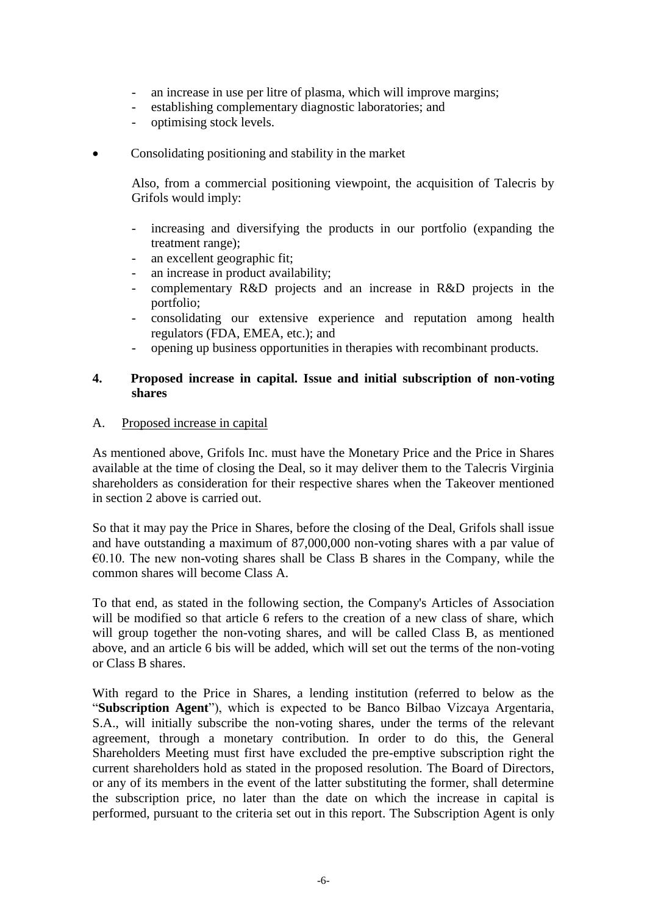- an increase in use per litre of plasma, which will improve margins;
- establishing complementary diagnostic laboratories; and
- optimising stock levels.

- Consolidating positioning and stability in the market

  Also, from a commercial positioning viewpoint, the acquisition of Talecris by Grifols would imply:

  - increasing and diversifying the products in our portfolio (expanding the treatment range);
  - an excellent geographic fit;
  - an increase in product availability;
  - complementary R&D projects and an increase in R&D projects in the portfolio;
  - consolidating our extensive experience and reputation among health regulators (FDA, EMEA, etc.); and
  - opening up business opportunities in therapies with recombinant products.

## 4. Proposed increase in capital. Issue and initial subscription of non-voting shares

### A. Proposed increase in capital

As mentioned above, Grifols Inc. must have the Monetary Price and the Price in Shares available at the time of closing the Deal, so it may deliver them to the Talecris Virginia shareholders as consideration for their respective shares when the Takeover mentioned in section 2 above is carried out.

So that it may pay the Price in Shares, before the closing of the Deal, Grifols shall issue and have outstanding a maximum of 87,000,000 non-voting shares with a par value of €0.10. The new non-voting shares shall be Class B shares in the Company, while the common shares will become Class A.

To that end, as stated in the following section, the Company's Articles of Association will be modified so that article 6 refers to the creation of a new class of share, which will group together the non-voting shares, and will be called Class B, as mentioned above, and an article 6 bis will be added, which will set out the terms of the non-voting or Class B shares.

With regard to the Price in Shares, a lending institution (referred to below as the "**Subscription Agent**"), which is expected to be Banco Bilbao Vizcaya Argentaria, S.A., will initially subscribe the non-voting shares, under the terms of the relevant agreement, through a monetary contribution. In order to do this, the General Shareholders Meeting must first have excluded the pre-emptive subscription right the current shareholders hold as stated in the proposed resolution. The Board of Directors, or any of its members in the event of the latter substituting the former, shall determine the subscription price, no later than the date on which the increase in capital is performed, pursuant to the criteria set out in this report. The Subscription Agent is only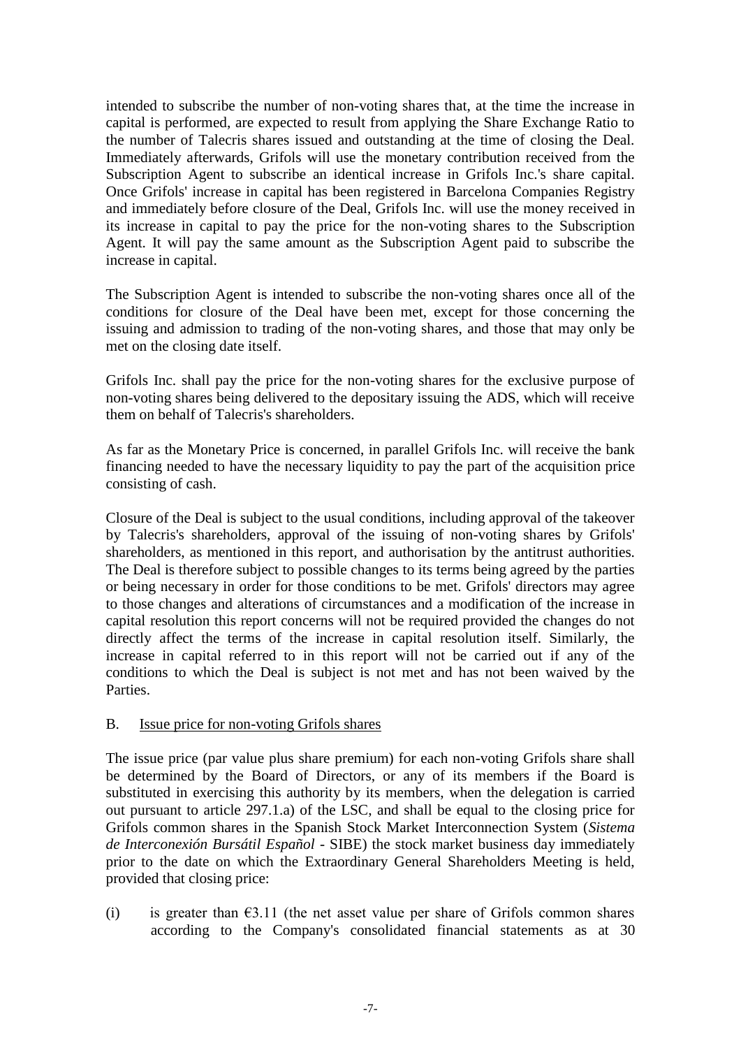intended to subscribe the number of non-voting shares that, at the time the increase in capital is performed, are expected to result from applying the Share Exchange Ratio to the number of Talecris shares issued and outstanding at the time of closing the Deal. Immediately afterwards, Grifols will use the monetary contribution received from the Subscription Agent to subscribe an identical increase in Grifols Inc.'s share capital. Once Grifols' increase in capital has been registered in Barcelona Companies Registry and immediately before closure of the Deal, Grifols Inc. will use the money received in its increase in capital to pay the price for the non-voting shares to the Subscription Agent. It will pay the same amount as the Subscription Agent paid to subscribe the increase in capital.

The Subscription Agent is intended to subscribe the non-voting shares once all of the conditions for closure of the Deal have been met, except for those concerning the issuing and admission to trading of the non-voting shares, and those that may only be met on the closing date itself.

Grifols Inc. shall pay the price for the non-voting shares for the exclusive purpose of non-voting shares being delivered to the depositary issuing the ADS, which will receive them on behalf of Talecris's shareholders.

As far as the Monetary Price is concerned, in parallel Grifols Inc. will receive the bank financing needed to have the necessary liquidity to pay the part of the acquisition price consisting of cash.

Closure of the Deal is subject to the usual conditions, including approval of the takeover by Talecris's shareholders, approval of the issuing of non-voting shares by Grifols' shareholders, as mentioned in this report, and authorisation by the antitrust authorities. The Deal is therefore subject to possible changes to its terms being agreed by the parties or being necessary in order for those conditions to be met. Grifols' directors may agree to those changes and alterations of circumstances and a modification of the increase in capital resolution this report concerns will not be required provided the changes do not directly affect the terms of the increase in capital resolution itself. Similarly, the increase in capital referred to in this report will not be carried out if any of the conditions to which the Deal is subject is not met and has not been waived by the Parties.

B. Issue price for non-voting Grifols shares

The issue price (par value plus share premium) for each non-voting Grifols share shall be determined by the Board of Directors, or any of its members if the Board is substituted in exercising this authority by its members, when the delegation is carried out pursuant to article 297.1.a) of the LSC, and shall be equal to the closing price for Grifols common shares in the Spanish Stock Market Interconnection System (*Sistema de Interconexión Bursátil Español* - SIBE) the stock market business day immediately prior to the date on which the Extraordinary General Shareholders Meeting is held, provided that closing price:

(i) is greater than €3.11 (the net asset value per share of Grifols common shares according to the Company's consolidated financial statements as at 30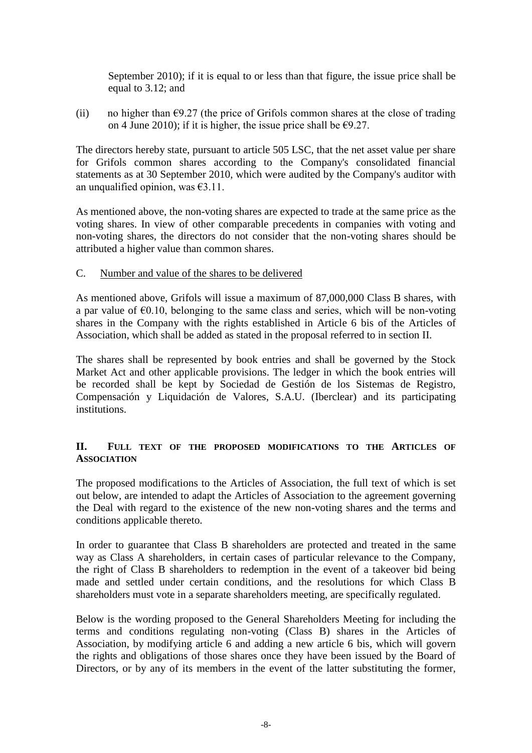September 2010); if it is equal to or less than that figure, the issue price shall be equal to 3.12; and

(ii) no higher than €9.27 (the price of Grifols common shares at the close of trading on 4 June 2010); if it is higher, the issue price shall be €9.27.

The directors hereby state, pursuant to article 505 LSC, that the net asset value per share for Grifols common shares according to the Company's consolidated financial statements as at 30 September 2010, which were audited by the Company's auditor with an unqualified opinion, was €3.11.

As mentioned above, the non-voting shares are expected to trade at the same price as the voting shares. In view of other comparable precedents in companies with voting and non-voting shares, the directors do not consider that the non-voting shares should be attributed a higher value than common shares.

C. Number and value of the shares to be delivered

As mentioned above, Grifols will issue a maximum of 87,000,000 Class B shares, with a par value of €0.10, belonging to the same class and series, which will be non-voting shares in the Company with the rights established in Article 6 bis of the Articles of Association, which shall be added as stated in the proposal referred to in section II.

The shares shall be represented by book entries and shall be governed by the Stock Market Act and other applicable provisions. The ledger in which the book entries will be recorded shall be kept by Sociedad de Gestión de los Sistemas de Registro, Compensación y Liquidación de Valores, S.A.U. (Iberclear) and its participating institutions.

## II. FULL TEXT OF THE PROPOSED MODIFICATIONS TO THE ARTICLES OF ASSOCIATION

The proposed modifications to the Articles of Association, the full text of which is set out below, are intended to adapt the Articles of Association to the agreement governing the Deal with regard to the existence of the new non-voting shares and the terms and conditions applicable thereto.

In order to guarantee that Class B shareholders are protected and treated in the same way as Class A shareholders, in certain cases of particular relevance to the Company, the right of Class B shareholders to redemption in the event of a takeover bid being made and settled under certain conditions, and the resolutions for which Class B shareholders must vote in a separate shareholders meeting, are specifically regulated.

Below is the wording proposed to the General Shareholders Meeting for including the terms and conditions regulating non-voting (Class B) shares in the Articles of Association, by modifying article 6 and adding a new article 6 bis, which will govern the rights and obligations of those shares once they have been issued by the Board of Directors, or by any of its members in the event of the latter substituting the former,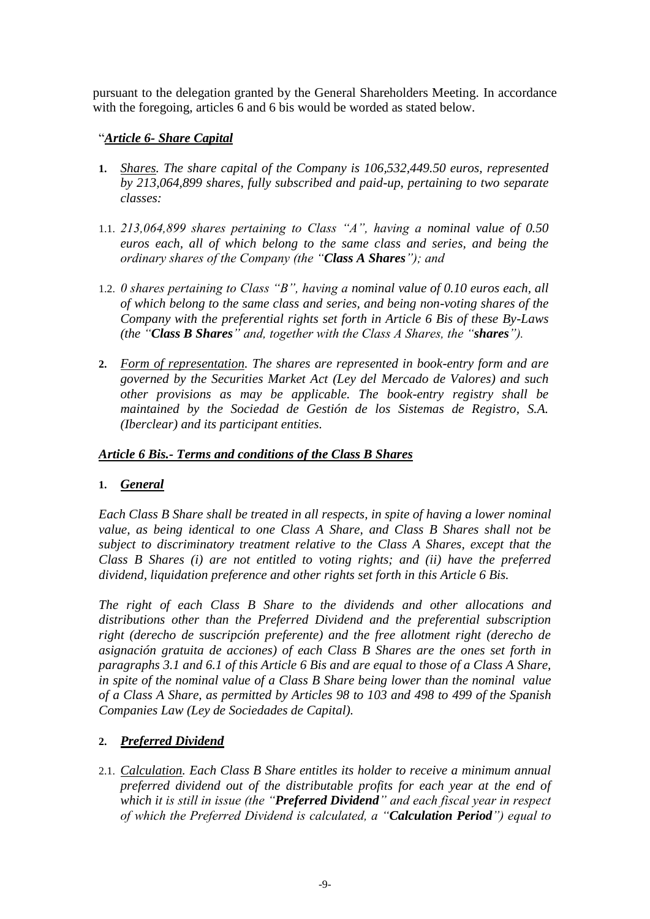pursuant to the delegation granted by the General Shareholders Meeting. In accordance with the foregoing, articles 6 and 6 bis would be worded as stated below.

"***<u>Article 6- Share Capital</u>***

1. *<u>Shares</u>. The share capital of the Company is 106,532,449.50 euros, represented by 213,064,899 shares, fully subscribed and paid-up, pertaining to two separate classes:*

1.1. *213,064,899 shares pertaining to Class "A", having a nominal value of 0.50 euros each, all of which belong to the same class and series, and being the ordinary shares of the Company (the "**Class A Shares**"); and*

1.2. *0 shares pertaining to Class "B", having a nominal value of 0.10 euros each, all of which belong to the same class and series, and being non-voting shares of the Company with the preferential rights set forth in Article 6 Bis of these By-Laws (the "**Class B Shares**" and, together with the Class A Shares, the "**shares**").*

2. *<u>Form of representation</u>. The shares are represented in book-entry form and are governed by the Securities Market Act (Ley del Mercado de Valores) and such other provisions as may be applicable. The book-entry registry shall be maintained by the Sociedad de Gestión de los Sistemas de Registro, S.A. (Iberclear) and its participant entities.*

***<u>Article 6 Bis.- Terms and conditions of the Class B Shares</u>***

1. ***<u>General</u>***

*Each Class B Share shall be treated in all respects, in spite of having a lower nominal value, as being identical to one Class A Share, and Class B Shares shall not be subject to discriminatory treatment relative to the Class A Shares, except that the Class B Shares (i) are not entitled to voting rights; and (ii) have the preferred dividend, liquidation preference and other rights set forth in this Article 6 Bis.*

*The right of each Class B Share to the dividends and other allocations and distributions other than the Preferred Dividend and the preferential subscription right (derecho de suscripción preferente) and the free allotment right (derecho de asignación gratuita de acciones) of each Class B Shares are the ones set forth in paragraphs 3.1 and 6.1 of this Article 6 Bis and are equal to those of a Class A Share, in spite of the nominal value of a Class B Share being lower than the nominal value of a Class A Share, as permitted by Articles 98 to 103 and 498 to 499 of the Spanish Companies Law (Ley de Sociedades de Capital).*

2. ***<u>Preferred Dividend</u>***

2.1. *<u>Calculation</u>. Each Class B Share entitles its holder to receive a minimum annual preferred dividend out of the distributable profits for each year at the end of which it is still in issue (the "**Preferred Dividend**" and each fiscal year in respect of which the Preferred Dividend is calculated, a "**Calculation Period**") equal to*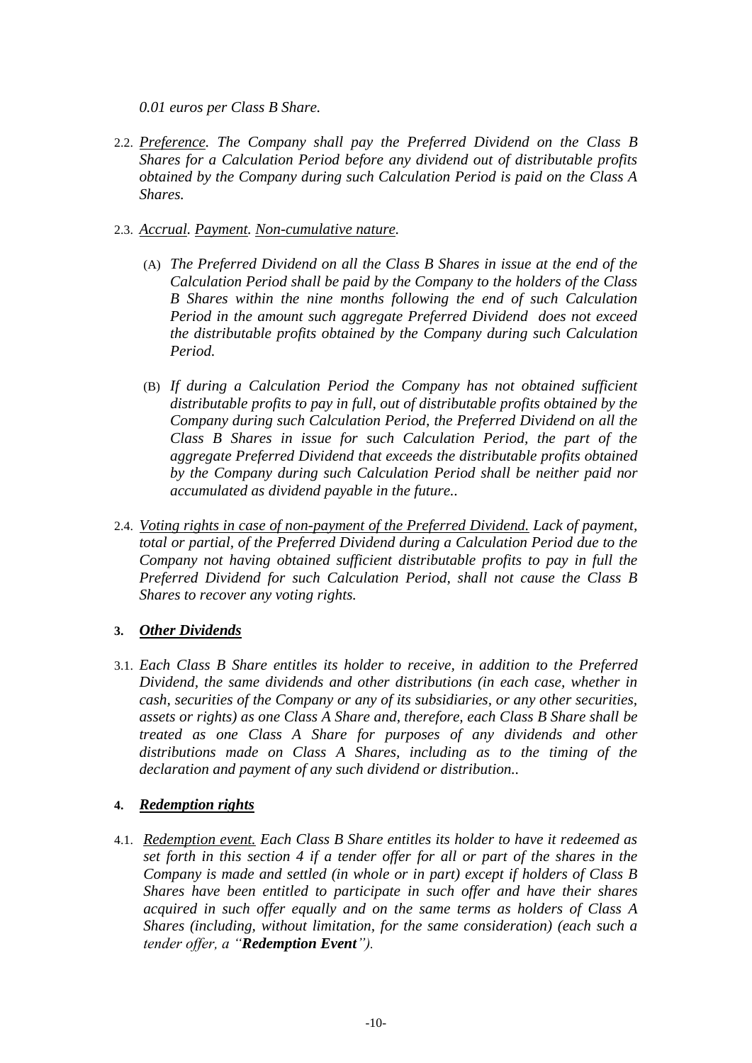*0.01 euros per Class B Share.*

2.2. *Preference. The Company shall pay the Preferred Dividend on the Class B Shares for a Calculation Period before any dividend out of distributable profits obtained by the Company during such Calculation Period is paid on the Class A Shares.*

2.3. *Accrual. Payment. Non-cumulative nature.*

(A) *The Preferred Dividend on all the Class B Shares in issue at the end of the Calculation Period shall be paid by the Company to the holders of the Class B Shares within the nine months following the end of such Calculation Period in the amount such aggregate Preferred Dividend does not exceed the distributable profits obtained by the Company during such Calculation Period.*

(B) *If during a Calculation Period the Company has not obtained sufficient distributable profits to pay in full, out of distributable profits obtained by the Company during such Calculation Period, the Preferred Dividend on all the Class B Shares in issue for such Calculation Period, the part of the aggregate Preferred Dividend that exceeds the distributable profits obtained by the Company during such Calculation Period shall be neither paid nor accumulated as dividend payable in the future..*

2.4. *Voting rights in case of non-payment of the Preferred Dividend. Lack of payment, total or partial, of the Preferred Dividend during a Calculation Period due to the Company not having obtained sufficient distributable profits to pay in full the Preferred Dividend for such Calculation Period, shall not cause the Class B Shares to recover any voting rights.*

**3. *Other Dividends***

3.1. *Each Class B Share entitles its holder to receive, in addition to the Preferred Dividend, the same dividends and other distributions (in each case, whether in cash, securities of the Company or any of its subsidiaries, or any other securities, assets or rights) as one Class A Share and, therefore, each Class B Share shall be treated as one Class A Share for purposes of any dividends and other distributions made on Class A Shares, including as to the timing of the declaration and payment of any such dividend or distribution..*

**4. *Redemption rights***

4.1. *Redemption event. Each Class B Share entitles its holder to have it redeemed as set forth in this section 4 if a tender offer for all or part of the shares in the Company is made and settled (in whole or in part) except if holders of Class B Shares have been entitled to participate in such offer and have their shares acquired in such offer equally and on the same terms as holders of Class A Shares (including, without limitation, for the same consideration) (each such a tender offer, a "**Redemption Event**").*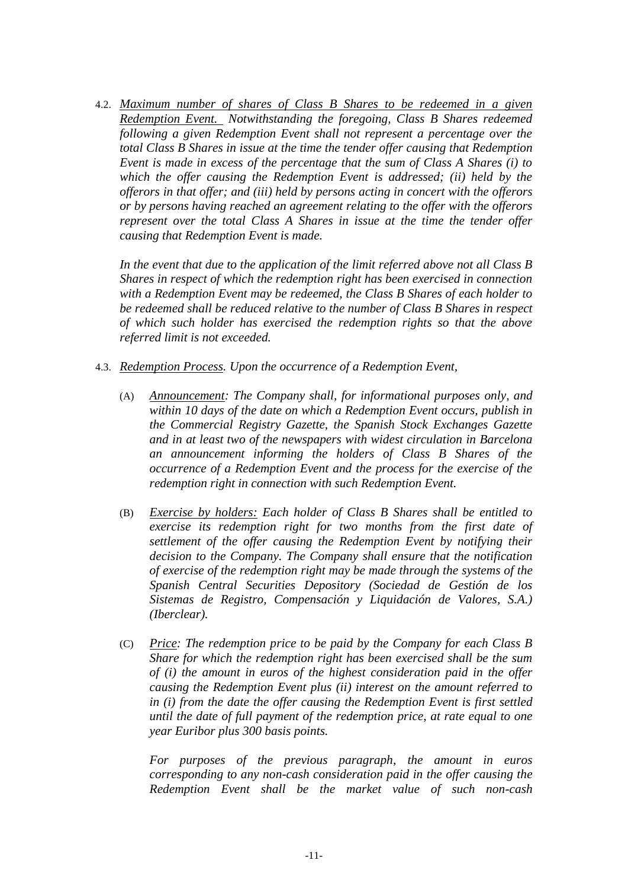4.2. <u>*Maximum number of shares of Class B Shares to be redeemed in a given Redemption Event.*</u> *Notwithstanding the foregoing, Class B Shares redeemed following a given Redemption Event shall not represent a percentage over the total Class B Shares in issue at the time the tender offer causing that Redemption Event is made in excess of the percentage that the sum of Class A Shares (i) to which the offer causing the Redemption Event is addressed; (ii) held by the offerors in that offer; and (iii) held by persons acting in concert with the offerors or by persons having reached an agreement relating to the offer with the offerors represent over the total Class A Shares in issue at the time the tender offer causing that Redemption Event is made.*

*In the event that due to the application of the limit referred above not all Class B Shares in respect of which the redemption right has been exercised in connection with a Redemption Event may be redeemed, the Class B Shares of each holder to be redeemed shall be reduced relative to the number of Class B Shares in respect of which such holder has exercised the redemption rights so that the above referred limit is not exceeded.*

4.3. <u>*Redemption Process.*</u> *Upon the occurrence of a Redemption Event,*

(A) <u>*Announcement*</u>*: The Company shall, for informational purposes only, and within 10 days of the date on which a Redemption Event occurs, publish in the Commercial Registry Gazette, the Spanish Stock Exchanges Gazette and in at least two of the newspapers with widest circulation in Barcelona an announcement informing the holders of Class B Shares of the occurrence of a Redemption Event and the process for the exercise of the redemption right in connection with such Redemption Event.*

(B) <u>*Exercise by holders:*</u> *Each holder of Class B Shares shall be entitled to exercise its redemption right for two months from the first date of settlement of the offer causing the Redemption Event by notifying their decision to the Company. The Company shall ensure that the notification of exercise of the redemption right may be made through the systems of the Spanish Central Securities Depository (Sociedad de Gestión de los Sistemas de Registro, Compensación y Liquidación de Valores, S.A.) (Iberclear).*

(C) <u>*Price*</u>*: The redemption price to be paid by the Company for each Class B Share for which the redemption right has been exercised shall be the sum of (i) the amount in euros of the highest consideration paid in the offer causing the Redemption Event plus (ii) interest on the amount referred to in (i) from the date the offer causing the Redemption Event is first settled until the date of full payment of the redemption price, at rate equal to one year Euribor plus 300 basis points.*

*For purposes of the previous paragraph, the amount in euros corresponding to any non-cash consideration paid in the offer causing the Redemption Event shall be the market value of such non-cash*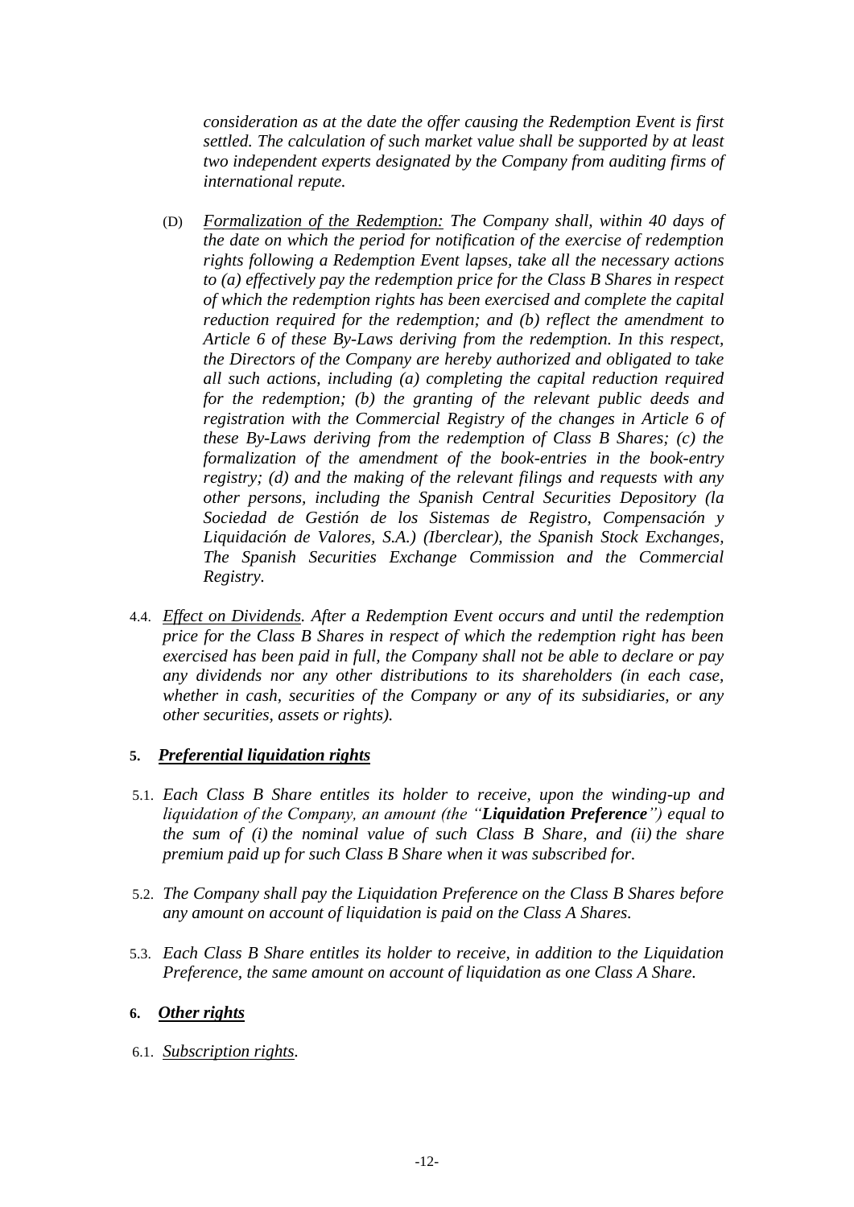*consideration as at the date the offer causing the Redemption Event is first settled. The calculation of such market value shall be supported by at least two independent experts designated by the Company from auditing firms of international repute.*

(D) *Formalization of the Redemption: The Company shall, within 40 days of the date on which the period for notification of the exercise of redemption rights following a Redemption Event lapses, take all the necessary actions to (a) effectively pay the redemption price for the Class B Shares in respect of which the redemption rights has been exercised and complete the capital reduction required for the redemption; and (b) reflect the amendment to Article 6 of these By-Laws deriving from the redemption. In this respect, the Directors of the Company are hereby authorized and obligated to take all such actions, including (a) completing the capital reduction required for the redemption; (b) the granting of the relevant public deeds and registration with the Commercial Registry of the changes in Article 6 of these By-Laws deriving from the redemption of Class B Shares; (c) the formalization of the amendment of the book-entries in the book-entry registry; (d) and the making of the relevant filings and requests with any other persons, including the Spanish Central Securities Depository (la Sociedad de Gestión de los Sistemas de Registro, Compensación y Liquidación de Valores, S.A.) (Iberclear), the Spanish Stock Exchanges, The Spanish Securities Exchange Commission and the Commercial Registry.*

4.4. *Effect on Dividends. After a Redemption Event occurs and until the redemption price for the Class B Shares in respect of which the redemption right has been exercised has been paid in full, the Company shall not be able to declare or pay any dividends nor any other distributions to its shareholders (in each case, whether in cash, securities of the Company or any of its subsidiaries, or any other securities, assets or rights).*

## 5. *Preferential liquidation rights*

5.1. *Each Class B Share entitles its holder to receive, upon the winding-up and liquidation of the Company, an amount (the "**Liquidation Preference**") equal to the sum of (i) the nominal value of such Class B Share, and (ii) the share premium paid up for such Class B Share when it was subscribed for.*

5.2. *The Company shall pay the Liquidation Preference on the Class B Shares before any amount on account of liquidation is paid on the Class A Shares.*

5.3. *Each Class B Share entitles its holder to receive, in addition to the Liquidation Preference, the same amount on account of liquidation as one Class A Share.*

## 6. *Other rights*

6.1. *Subscription rights.*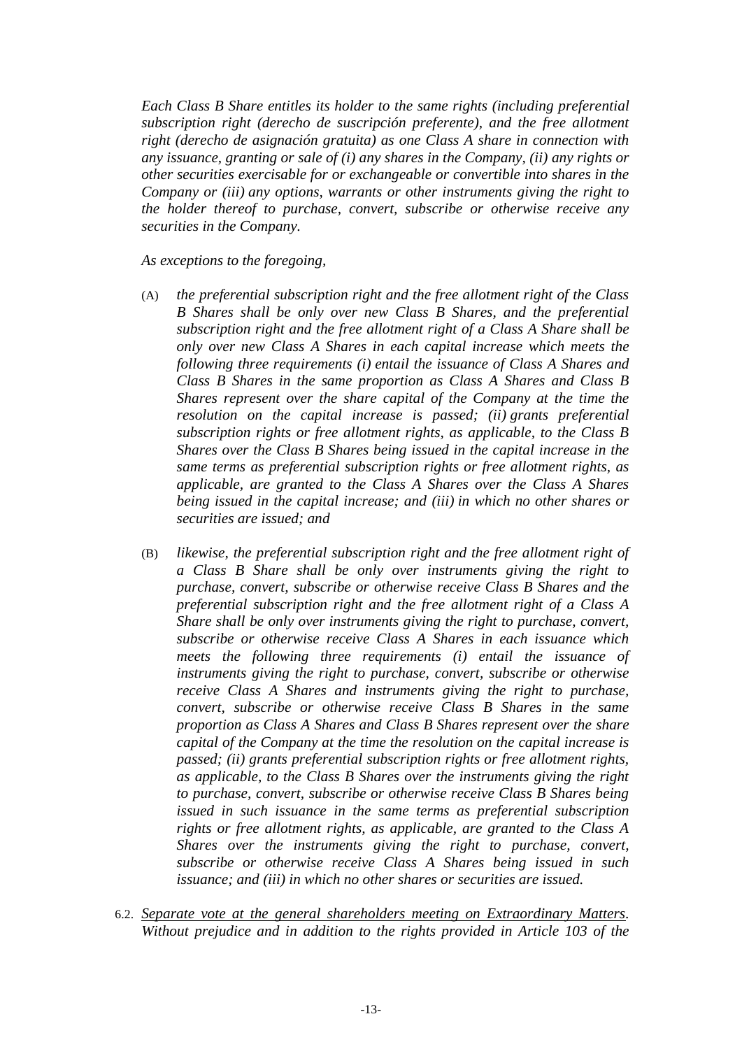*Each Class B Share entitles its holder to the same rights (including preferential subscription right (derecho de suscripción preferente), and the free allotment right (derecho de asignación gratuita) as one Class A share in connection with any issuance, granting or sale of (i) any shares in the Company, (ii) any rights or other securities exercisable for or exchangeable or convertible into shares in the Company or (iii) any options, warrants or other instruments giving the right to the holder thereof to purchase, convert, subscribe or otherwise receive any securities in the Company.*

*As exceptions to the foregoing,*

(A) *the preferential subscription right and the free allotment right of the Class B Shares shall be only over new Class B Shares, and the preferential subscription right and the free allotment right of a Class A Share shall be only over new Class A Shares in each capital increase which meets the following three requirements (i) entail the issuance of Class A Shares and Class B Shares in the same proportion as Class A Shares and Class B Shares represent over the share capital of the Company at the time the resolution on the capital increase is passed; (ii) grants preferential subscription rights or free allotment rights, as applicable, to the Class B Shares over the Class B Shares being issued in the capital increase in the same terms as preferential subscription rights or free allotment rights, as applicable, are granted to the Class A Shares over the Class A Shares being issued in the capital increase; and (iii) in which no other shares or securities are issued; and*

(B) *likewise, the preferential subscription right and the free allotment right of a Class B Share shall be only over instruments giving the right to purchase, convert, subscribe or otherwise receive Class B Shares and the preferential subscription right and the free allotment right of a Class A Share shall be only over instruments giving the right to purchase, convert, subscribe or otherwise receive Class A Shares in each issuance which meets the following three requirements (i) entail the issuance of instruments giving the right to purchase, convert, subscribe or otherwise receive Class A Shares and instruments giving the right to purchase, convert, subscribe or otherwise receive Class B Shares in the same proportion as Class A Shares and Class B Shares represent over the share capital of the Company at the time the resolution on the capital increase is passed; (ii) grants preferential subscription rights or free allotment rights, as applicable, to the Class B Shares over the instruments giving the right to purchase, convert, subscribe or otherwise receive Class B Shares being issued in such issuance in the same terms as preferential subscription rights or free allotment rights, as applicable, are granted to the Class A Shares over the instruments giving the right to purchase, convert, subscribe or otherwise receive Class A Shares being issued in such issuance; and (iii) in which no other shares or securities are issued.*

6.2. *Separate vote at the general shareholders meeting on Extraordinary Matters. Without prejudice and in addition to the rights provided in Article 103 of the*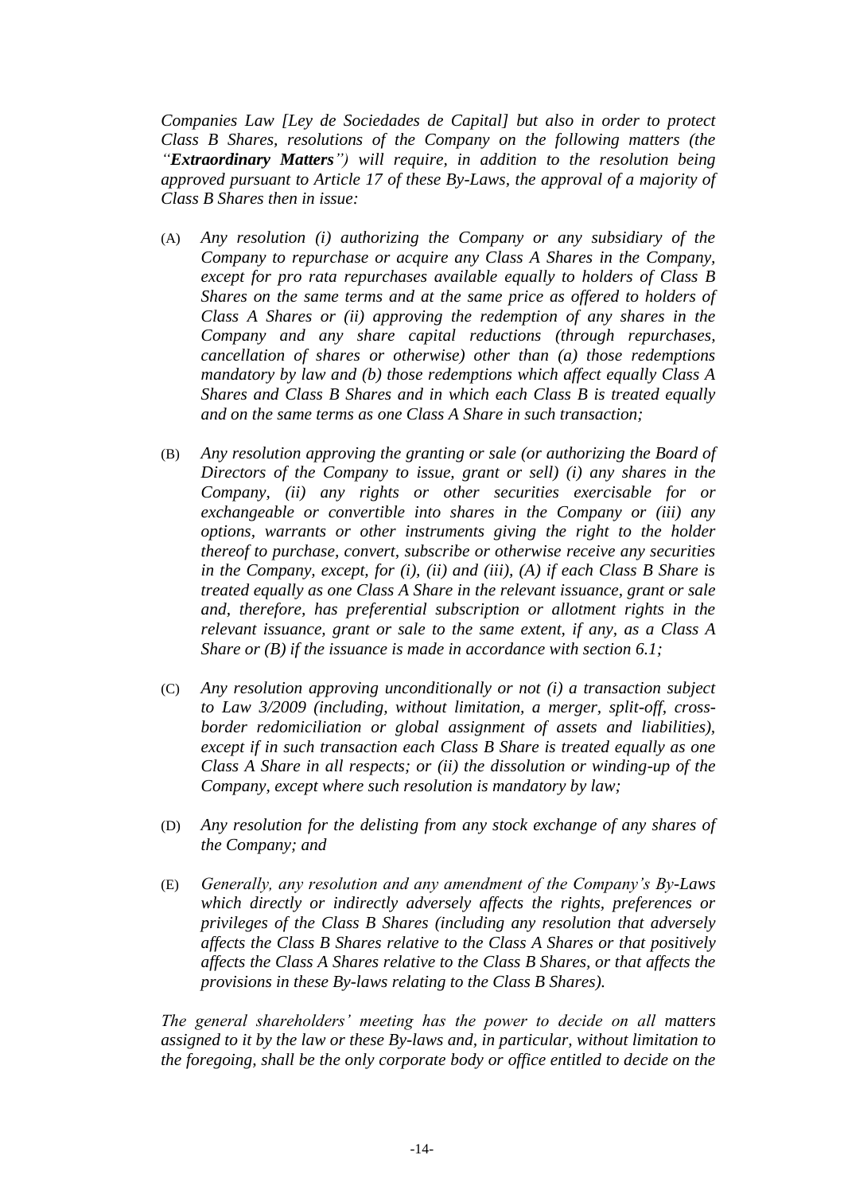*Companies Law [Ley de Sociedades de Capital] but also in order to protect Class B Shares, resolutions of the Company on the following matters (the "**Extraordinary Matters**") will require, in addition to the resolution being approved pursuant to Article 17 of these By-Laws, the approval of a majority of Class B Shares then in issue:*

(A) *Any resolution (i) authorizing the Company or any subsidiary of the Company to repurchase or acquire any Class A Shares in the Company, except for pro rata repurchases available equally to holders of Class B Shares on the same terms and at the same price as offered to holders of Class A Shares or (ii) approving the redemption of any shares in the Company and any share capital reductions (through repurchases, cancellation of shares or otherwise) other than (a) those redemptions mandatory by law and (b) those redemptions which affect equally Class A Shares and Class B Shares and in which each Class B is treated equally and on the same terms as one Class A Share in such transaction;*

(B) *Any resolution approving the granting or sale (or authorizing the Board of Directors of the Company to issue, grant or sell) (i) any shares in the Company, (ii) any rights or other securities exercisable for or exchangeable or convertible into shares in the Company or (iii) any options, warrants or other instruments giving the right to the holder thereof to purchase, convert, subscribe or otherwise receive any securities in the Company, except, for (i), (ii) and (iii), (A) if each Class B Share is treated equally as one Class A Share in the relevant issuance, grant or sale and, therefore, has preferential subscription or allotment rights in the relevant issuance, grant or sale to the same extent, if any, as a Class A Share or (B) if the issuance is made in accordance with section 6.1;*

(C) *Any resolution approving unconditionally or not (i) a transaction subject to Law 3/2009 (including, without limitation, a merger, split-off, cross-border redomiciliation or global assignment of assets and liabilities), except if in such transaction each Class B Share is treated equally as one Class A Share in all respects; or (ii) the dissolution or winding-up of the Company, except where such resolution is mandatory by law;*

(D) *Any resolution for the delisting from any stock exchange of any shares of the Company; and*

(E) *Generally, any resolution and any amendment of the Company's By-Laws which directly or indirectly adversely affects the rights, preferences or privileges of the Class B Shares (including any resolution that adversely affects the Class B Shares relative to the Class A Shares or that positively affects the Class A Shares relative to the Class B Shares, or that affects the provisions in these By-laws relating to the Class B Shares).*

*The general shareholders' meeting has the power to decide on all matters assigned to it by the law or these By-laws and, in particular, without limitation to the foregoing, shall be the only corporate body or office entitled to decide on the*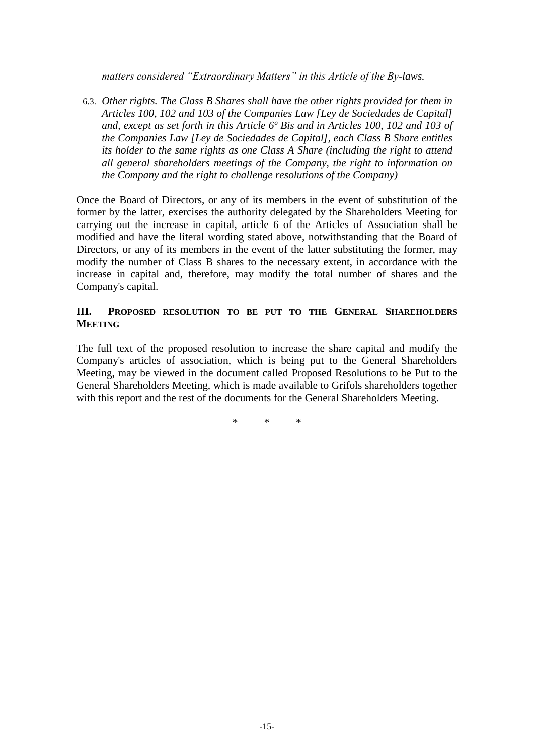*matters considered "Extraordinary Matters" in this Article of the By-laws.*

6.3. *<u>Other rights</u>. The Class B Shares shall have the other rights provided for them in Articles 100, 102 and 103 of the Companies Law [Ley de Sociedades de Capital] and, except as set forth in this Article 6º Bis and in Articles 100, 102 and 103 of the Companies Law [Ley de Sociedades de Capital], each Class B Share entitles its holder to the same rights as one Class A Share (including the right to attend all general shareholders meetings of the Company, the right to information on the Company and the right to challenge resolutions of the Company)*

Once the Board of Directors, or any of its members in the event of substitution of the former by the latter, exercises the authority delegated by the Shareholders Meeting for carrying out the increase in capital, article 6 of the Articles of Association shall be modified and have the literal wording stated above, notwithstanding that the Board of Directors, or any of its members in the event of the latter substituting the former, may modify the number of Class B shares to the necessary extent, in accordance with the increase in capital and, therefore, may modify the total number of shares and the Company's capital.

## III. PROPOSED RESOLUTION TO BE PUT TO THE GENERAL SHAREHOLDERS MEETING

The full text of the proposed resolution to increase the share capital and modify the Company's articles of association, which is being put to the General Shareholders Meeting, may be viewed in the document called Proposed Resolutions to be Put to the General Shareholders Meeting, which is made available to Grifols shareholders together with this report and the rest of the documents for the General Shareholders Meeting.

\* \* \*